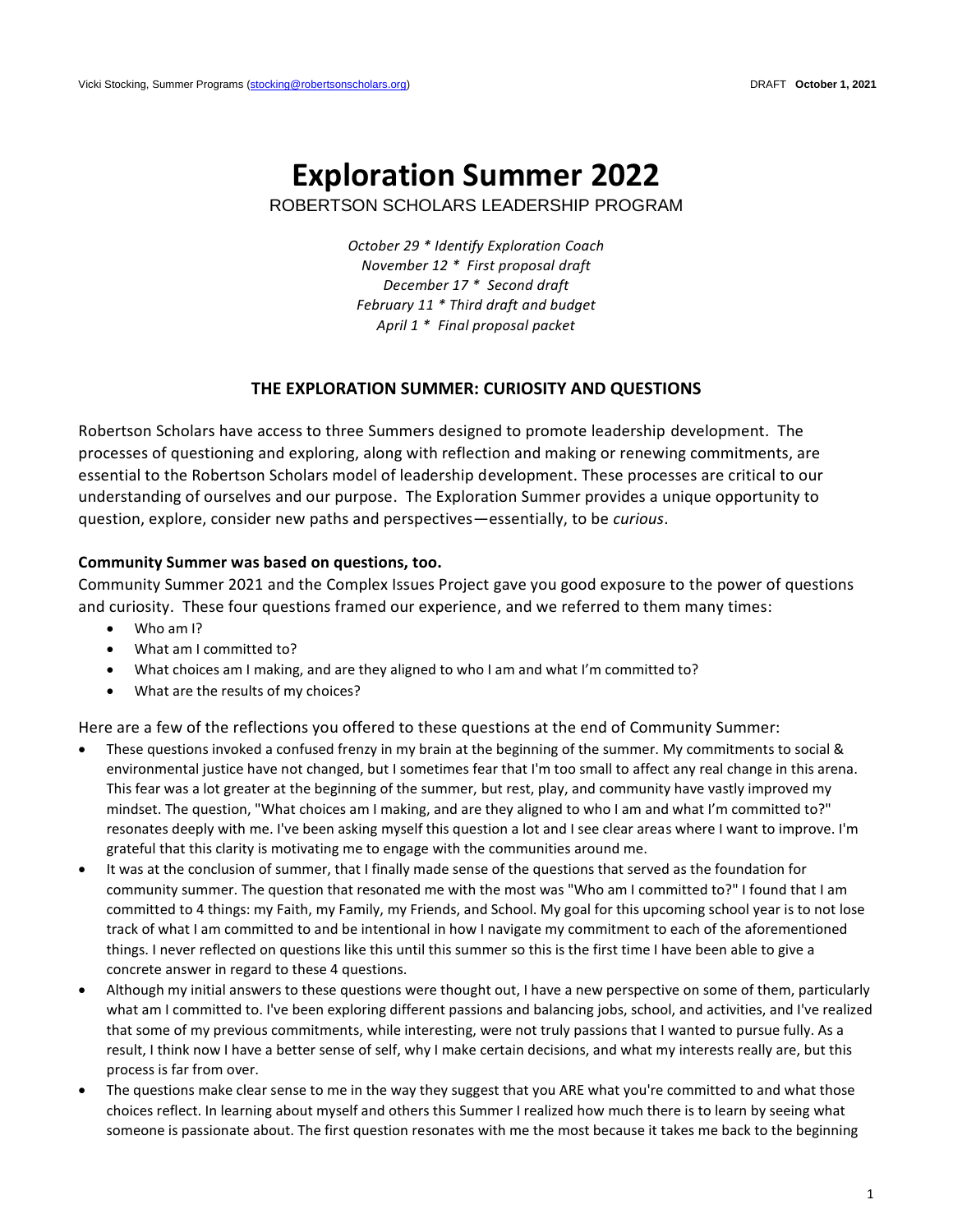# Exploration Summer 2022

ROBERTSON SCHOLARS LEADERSHIP PROGRAM

*October 29 * Identify Exploration Coach*
*November 12 * First proposal draft*
*December 17 * Second draft*
*February 11 * Third draft and budget*
*April 1 * Final proposal packet*

## THE EXPLORATION SUMMER: CURIOSITY AND QUESTIONS

Robertson Scholars have access to three Summers designed to promote leadership development. The processes of questioning and exploring, along with reflection and making or renewing commitments, are essential to the Robertson Scholars model of leadership development. These processes are critical to our understanding of ourselves and our purpose. The Exploration Summer provides a unique opportunity to question, explore, consider new paths and perspectives—essentially, to be *curious*.

**Community Summer was based on questions, too.**

Community Summer 2021 and the Complex Issues Project gave you good exposure to the power of questions and curiosity. These four questions framed our experience, and we referred to them many times:

- Who am I?
- What am I committed to?
- What choices am I making, and are they aligned to who I am and what I'm committed to?
- What are the results of my choices?

Here are a few of the reflections you offered to these questions at the end of Community Summer:

- These questions invoked a confused frenzy in my brain at the beginning of the summer. My commitments to social & environmental justice have not changed, but I sometimes fear that I'm too small to affect any real change in this arena. This fear was a lot greater at the beginning of the summer, but rest, play, and community have vastly improved my mindset. The question, "What choices am I making, and are they aligned to who I am and what I'm committed to?" resonates deeply with me. I've been asking myself this question a lot and I see clear areas where I want to improve. I'm grateful that this clarity is motivating me to engage with the communities around me.
- It was at the conclusion of summer, that I finally made sense of the questions that served as the foundation for community summer. The question that resonated me with the most was "Who am I committed to?" I found that I am committed to 4 things: my Faith, my Family, my Friends, and School. My goal for this upcoming school year is to not lose track of what I am committed to and be intentional in how I navigate my commitment to each of the aforementioned things. I never reflected on questions like this until this summer so this is the first time I have been able to give a concrete answer in regard to these 4 questions.
- Although my initial answers to these questions were thought out, I have a new perspective on some of them, particularly what am I committed to. I've been exploring different passions and balancing jobs, school, and activities, and I've realized that some of my previous commitments, while interesting, were not truly passions that I wanted to pursue fully. As a result, I think now I have a better sense of self, why I make certain decisions, and what my interests really are, but this process is far from over.
- The questions make clear sense to me in the way they suggest that you ARE what you're committed to and what those choices reflect. In learning about myself and others this Summer I realized how much there is to learn by seeing what someone is passionate about. The first question resonates with me the most because it takes me back to the beginning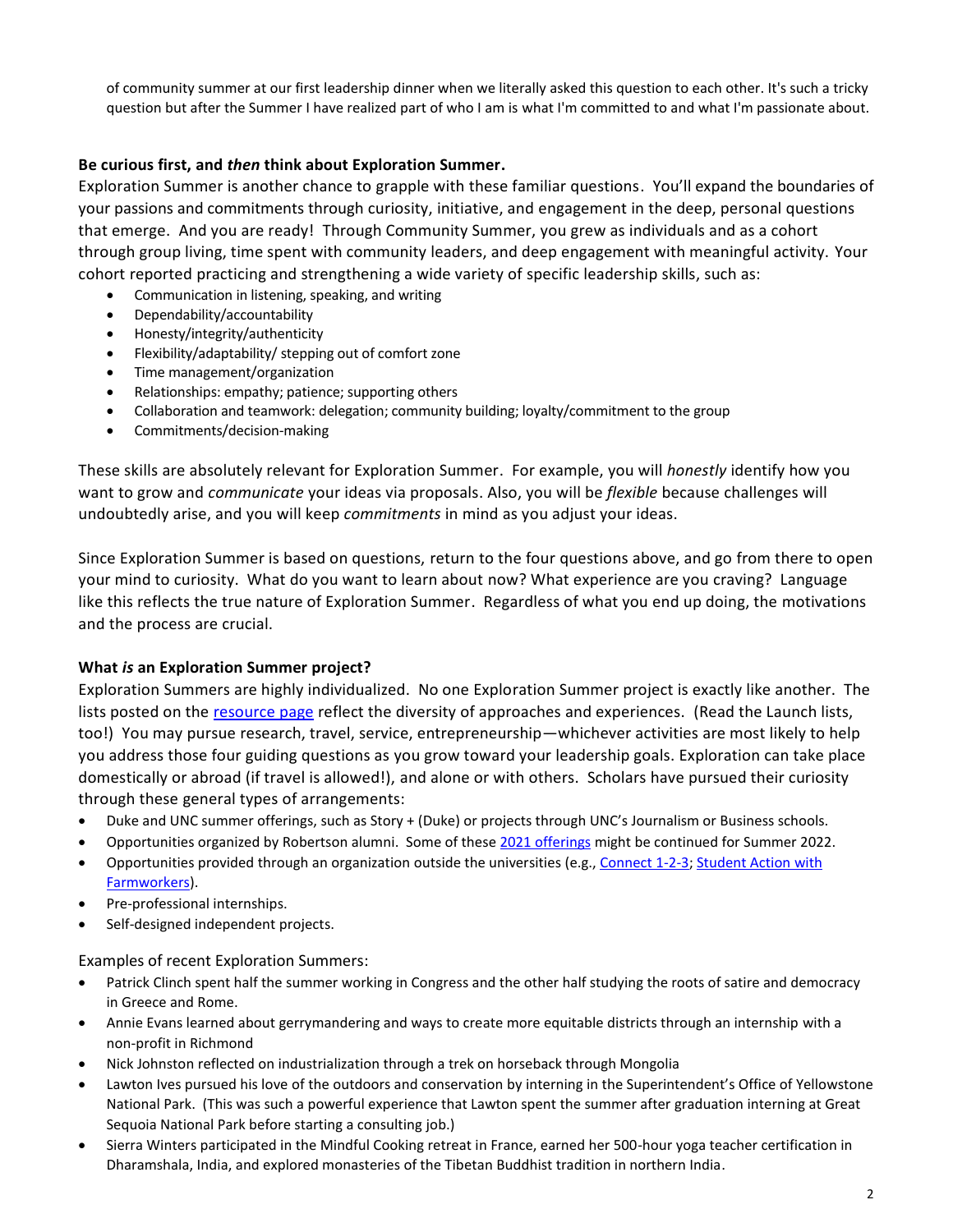of community summer at our first leadership dinner when we literally asked this question to each other. It's such a tricky question but after the Summer I have realized part of who I am is what I'm committed to and what I'm passionate about.

**Be curious first, and *then* think about Exploration Summer.**

Exploration Summer is another chance to grapple with these familiar questions. You'll expand the boundaries of your passions and commitments through curiosity, initiative, and engagement in the deep, personal questions that emerge. And you are ready! Through Community Summer, you grew as individuals and as a cohort through group living, time spent with community leaders, and deep engagement with meaningful activity. Your cohort reported practicing and strengthening a wide variety of specific leadership skills, such as:

- Communication in listening, speaking, and writing
- Dependability/accountability
- Honesty/integrity/authenticity
- Flexibility/adaptability/ stepping out of comfort zone
- Time management/organization
- Relationships: empathy; patience; supporting others
- Collaboration and teamwork: delegation; community building; loyalty/commitment to the group
- Commitments/decision-making

These skills are absolutely relevant for Exploration Summer. For example, you will *honestly* identify how you want to grow and *communicate* your ideas via proposals. Also, you will be *flexible* because challenges will undoubtedly arise, and you will keep *commitments* in mind as you adjust your ideas.

Since Exploration Summer is based on questions, return to the four questions above, and go from there to open your mind to curiosity. What do you want to learn about now? What experience are you craving? Language like this reflects the true nature of Exploration Summer. Regardless of what you end up doing, the motivations and the process are crucial.

**What *is* an Exploration Summer project?**

Exploration Summers are highly individualized. No one Exploration Summer project is exactly like another. The lists posted on the resource page reflect the diversity of approaches and experiences. (Read the Launch lists, too!) You may pursue research, travel, service, entrepreneurship—whichever activities are most likely to help you address those four guiding questions as you grow toward your leadership goals. Exploration can take place domestically or abroad (if travel is allowed!), and alone or with others. Scholars have pursued their curiosity through these general types of arrangements:

- Duke and UNC summer offerings, such as Story + (Duke) or projects through UNC's Journalism or Business schools.
- Opportunities organized by Robertson alumni. Some of these 2021 offerings might be continued for Summer 2022.
- Opportunities provided through an organization outside the universities (e.g., Connect 1-2-3; Student Action with Farmworkers).
- Pre-professional internships.
- Self-designed independent projects.

Examples of recent Exploration Summers:

- Patrick Clinch spent half the summer working in Congress and the other half studying the roots of satire and democracy in Greece and Rome.
- Annie Evans learned about gerrymandering and ways to create more equitable districts through an internship with a non-profit in Richmond
- Nick Johnston reflected on industrialization through a trek on horseback through Mongolia
- Lawton Ives pursued his love of the outdoors and conservation by interning in the Superintendent's Office of Yellowstone National Park. (This was such a powerful experience that Lawton spent the summer after graduation interning at Great Sequoia National Park before starting a consulting job.)
- Sierra Winters participated in the Mindful Cooking retreat in France, earned her 500-hour yoga teacher certification in Dharamshala, India, and explored monasteries of the Tibetan Buddhist tradition in northern India.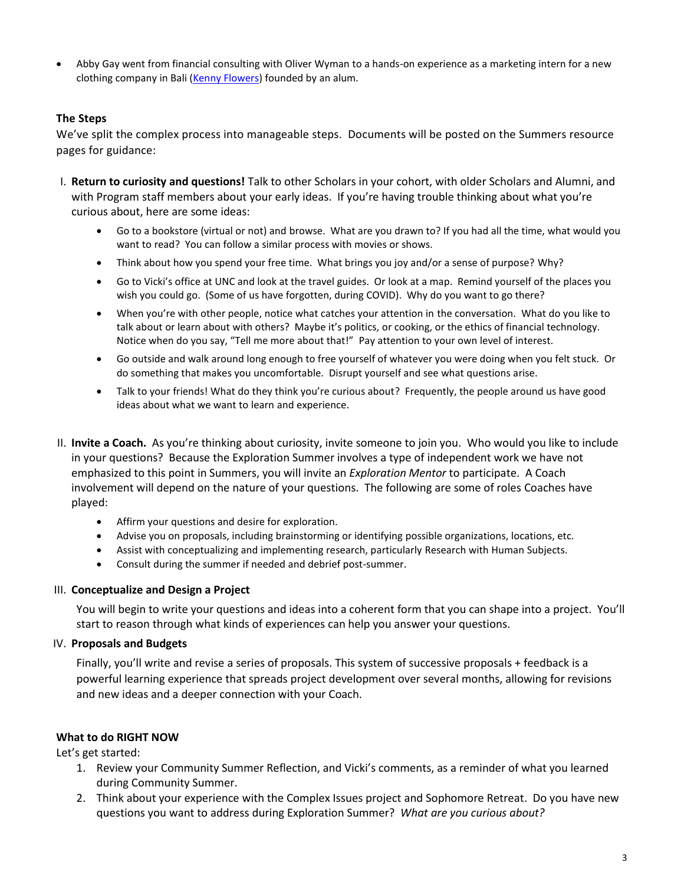- Abby Gay went from financial consulting with Oliver Wyman to a hands-on experience as a marketing intern for a new clothing company in Bali (Kenny Flowers) founded by an alum.

**The Steps**

We've split the complex process into manageable steps. Documents will be posted on the Summers resource pages for guidance:

I. **Return to curiosity and questions!** Talk to other Scholars in your cohort, with older Scholars and Alumni, and with Program staff members about your early ideas. If you're having trouble thinking about what you're curious about, here are some ideas:

   - Go to a bookstore (virtual or not) and browse. What are you drawn to? If you had all the time, what would you want to read? You can follow a similar process with movies or shows.
   - Think about how you spend your free time. What brings you joy and/or a sense of purpose? Why?
   - Go to Vicki's office at UNC and look at the travel guides. Or look at a map. Remind yourself of the places you wish you could go. (Some of us have forgotten, during COVID). Why do you want to go there?
   - When you're with other people, notice what catches your attention in the conversation. What do you like to talk about or learn about with others? Maybe it's politics, or cooking, or the ethics of financial technology. Notice when do you say, "Tell me more about that!" Pay attention to your own level of interest.
   - Go outside and walk around long enough to free yourself of whatever you were doing when you felt stuck. Or do something that makes you uncomfortable. Disrupt yourself and see what questions arise.
   - Talk to your friends! What do they think you're curious about? Frequently, the people around us have good ideas about what we want to learn and experience.

II. **Invite a Coach.** As you're thinking about curiosity, invite someone to join you. Who would you like to include in your questions? Because the Exploration Summer involves a type of independent work we have not emphasized to this point in Summers, you will invite an *Exploration Mentor* to participate. A Coach involvement will depend on the nature of your questions. The following are some of roles Coaches have played:

   - Affirm your questions and desire for exploration.
   - Advise you on proposals, including brainstorming or identifying possible organizations, locations, etc.
   - Assist with conceptualizing and implementing research, particularly Research with Human Subjects.
   - Consult during the summer if needed and debrief post-summer.

III. **Conceptualize and Design a Project**

   You will begin to write your questions and ideas into a coherent form that you can shape into a project. You'll start to reason through what kinds of experiences can help you answer your questions.

IV. **Proposals and Budgets**

   Finally, you'll write and revise a series of proposals. This system of successive proposals + feedback is a powerful learning experience that spreads project development over several months, allowing for revisions and new ideas and a deeper connection with your Coach.

**What to do RIGHT NOW**

Let's get started:

1. Review your Community Summer Reflection, and Vicki's comments, as a reminder of what you learned during Community Summer.
2. Think about your experience with the Complex Issues project and Sophomore Retreat. Do you have new questions you want to address during Exploration Summer? *What are you curious about?*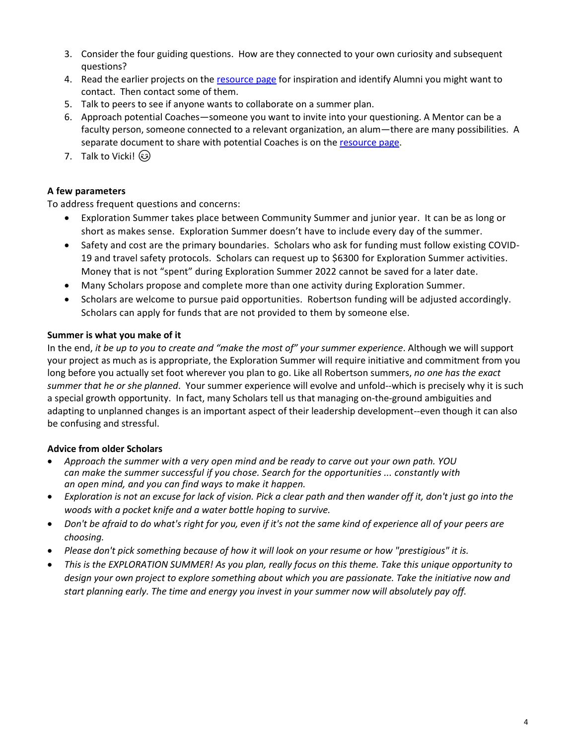3. Consider the four guiding questions. How are they connected to your own curiosity and subsequent questions?
4. Read the earlier projects on the resource page for inspiration and identify Alumni you might want to contact. Then contact some of them.
5. Talk to peers to see if anyone wants to collaborate on a summer plan.
6. Approach potential Coaches—someone you want to invite into your questioning. A Mentor can be a faculty person, someone connected to a relevant organization, an alum—there are many possibilities. A separate document to share with potential Coaches is on the resource page.
7. Talk to Vicki! 😊

**A few parameters**

To address frequent questions and concerns:

- Exploration Summer takes place between Community Summer and junior year. It can be as long or short as makes sense. Exploration Summer doesn't have to include every day of the summer.
- Safety and cost are the primary boundaries. Scholars who ask for funding must follow existing COVID-19 and travel safety protocols. Scholars can request up to $6300 for Exploration Summer activities. Money that is not "spent" during Exploration Summer 2022 cannot be saved for a later date.
- Many Scholars propose and complete more than one activity during Exploration Summer.
- Scholars are welcome to pursue paid opportunities. Robertson funding will be adjusted accordingly. Scholars can apply for funds that are not provided to them by someone else.

**Summer is what you make of it**

In the end, *it be up to you to create and "make the most of" your summer experience*. Although we will support your project as much as is appropriate, the Exploration Summer will require initiative and commitment from you long before you actually set foot wherever you plan to go. Like all Robertson summers, *no one has the exact summer that he or she planned*. Your summer experience will evolve and unfold--which is precisely why it is such a special growth opportunity. In fact, many Scholars tell us that managing on-the-ground ambiguities and adapting to unplanned changes is an important aspect of their leadership development--even though it can also be confusing and stressful.

**Advice from older Scholars**

- *Approach the summer with a very open mind and be ready to carve out your own path. YOU can make the summer successful if you chose. Search for the opportunities ... constantly with an open mind, and you can find ways to make it happen.*
- *Exploration is not an excuse for lack of vision. Pick a clear path and then wander off it, don't just go into the woods with a pocket knife and a water bottle hoping to survive.*
- *Don't be afraid to do what's right for you, even if it's not the same kind of experience all of your peers are choosing.*
- *Please don't pick something because of how it will look on your resume or how "prestigious" it is.*
- *This is the EXPLORATION SUMMER! As you plan, really focus on this theme. Take this unique opportunity to design your own project to explore something about which you are passionate. Take the initiative now and start planning early. The time and energy you invest in your summer now will absolutely pay off.*